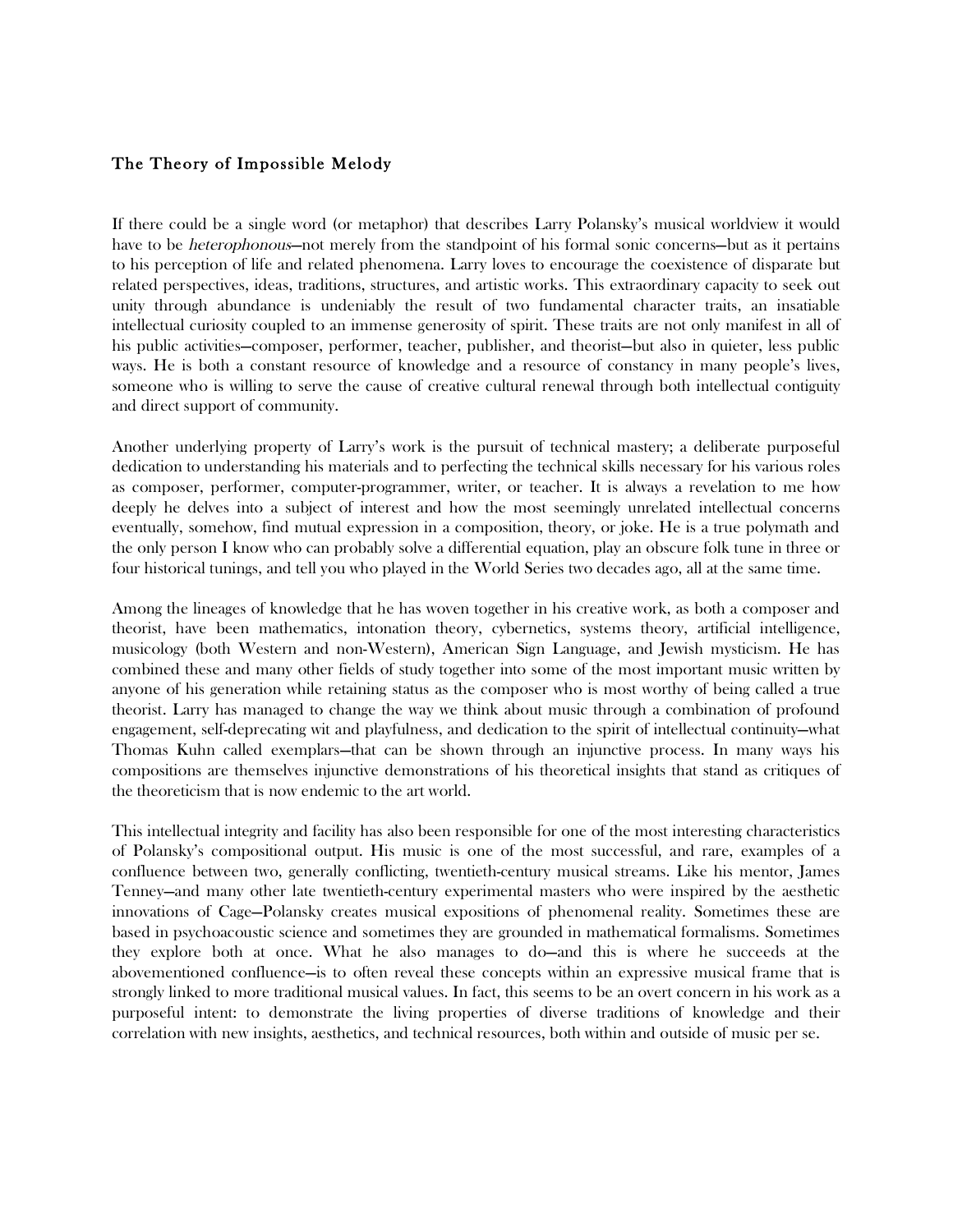## The Theory of Impossible Melody

If there could be a single word (or metaphor) that describes Larry Polansky's musical worldview it would have to be *heterophonous*—not merely from the standpoint of his formal sonic concerns—but as it pertains to his perception of life and related phenomena. Larry loves to encourage the coexistence of disparate but related perspectives, ideas, traditions, structures, and artistic works. This extraordinary capacity to seek out unity through abundance is undeniably the result of two fundamental character traits, an insatiable intellectual curiosity coupled to an immense generosity of spirit. These traits are not only manifest in all of his public activities—composer, performer, teacher, publisher, and theorist—but also in quieter, less public ways. He is both a constant resource of knowledge and a resource of constancy in many people's lives, someone who is willing to serve the cause of creative cultural renewal through both intellectual contiguity and direct support of community.

Another underlying property of Larry's work is the pursuit of technical mastery; a deliberate purposeful dedication to understanding his materials and to perfecting the technical skills necessary for his various roles as composer, performer, computer-programmer, writer, or teacher. It is always a revelation to me how deeply he delves into a subject of interest and how the most seemingly unrelated intellectual concerns eventually, somehow, find mutual expression in a composition, theory, or joke. He is a true polymath and the only person I know who can probably solve a differential equation, play an obscure folk tune in three or four historical tunings, and tell you who played in the World Series two decades ago, all at the same time.

Among the lineages of knowledge that he has woven together in his creative work, as both a composer and theorist, have been mathematics, intonation theory, cybernetics, systems theory, artificial intelligence, musicology (both Western and non-Western), American Sign Language, and Jewish mysticism. He has combined these and many other fields of study together into some of the most important music written by anyone of his generation while retaining status as the composer who is most worthy of being called a true theorist. Larry has managed to change the way we think about music through a combination of profound engagement, self-deprecating wit and playfulness, and dedication to the spirit of intellectual continuity—what Thomas Kuhn called exemplars—that can be shown through an injunctive process. In many ways his compositions are themselves injunctive demonstrations of his theoretical insights that stand as critiques of the theoreticism that is now endemic to the art world.

This intellectual integrity and facility has also been responsible for one of the most interesting characteristics of Polansky's compositional output. His music is one of the most successful, and rare, examples of a confluence between two, generally conflicting, twentieth-century musical streams. Like his mentor, James Tenney—and many other late twentieth-century experimental masters who were inspired by the aesthetic innovations of Cage—Polansky creates musical expositions of phenomenal reality. Sometimes these are based in psychoacoustic science and sometimes they are grounded in mathematical formalisms. Sometimes they explore both at once. What he also manages to do—and this is where he succeeds at the abovementioned confluence—is to often reveal these concepts within an expressive musical frame that is strongly linked to more traditional musical values. In fact, this seems to be an overt concern in his work as a purposeful intent: to demonstrate the living properties of diverse traditions of knowledge and their correlation with new insights, aesthetics, and technical resources, both within and outside of music per se.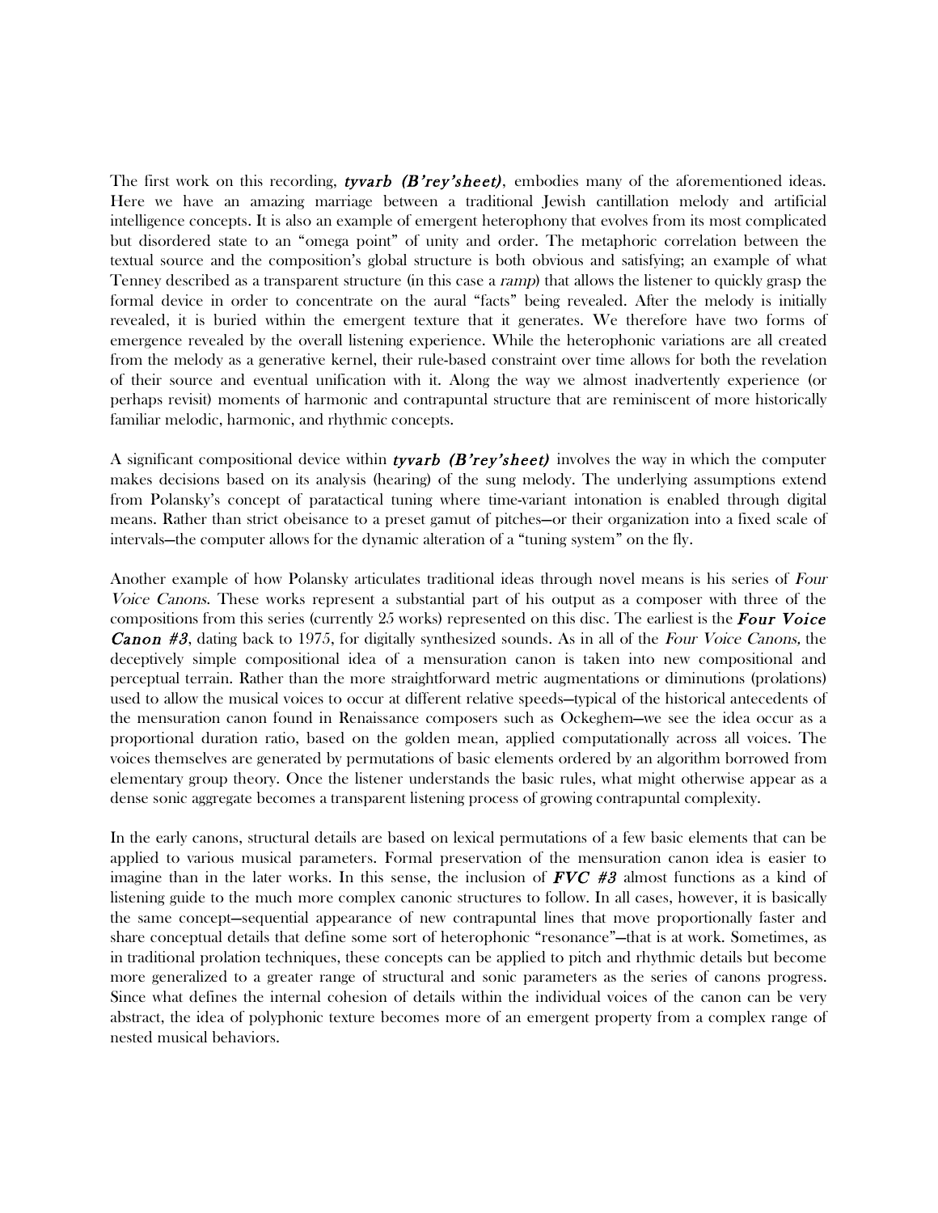The first work on this recording, ***tyvarb (B'rey'sheet)***, embodies many of the aforementioned ideas. Here we have an amazing marriage between a traditional Jewish cantillation melody and artificial intelligence concepts. It is also an example of emergent heterophony that evolves from its most complicated but disordered state to an "omega point" of unity and order. The metaphoric correlation between the textual source and the composition's global structure is both obvious and satisfying; an example of what Tenney described as a transparent structure (in this case a *ramp*) that allows the listener to quickly grasp the formal device in order to concentrate on the aural "facts" being revealed. After the melody is initially revealed, it is buried within the emergent texture that it generates. We therefore have two forms of emergence revealed by the overall listening experience. While the heterophonic variations are all created from the melody as a generative kernel, their rule-based constraint over time allows for both the revelation of their source and eventual unification with it. Along the way we almost inadvertently experience (or perhaps revisit) moments of harmonic and contrapuntal structure that are reminiscent of more historically familiar melodic, harmonic, and rhythmic concepts.

A significant compositional device within ***tyvarb (B'rey'sheet)*** involves the way in which the computer makes decisions based on its analysis (hearing) of the sung melody. The underlying assumptions extend from Polansky's concept of paratactical tuning where time-variant intonation is enabled through digital means. Rather than strict obeisance to a preset gamut of pitches—or their organization into a fixed scale of intervals—the computer allows for the dynamic alteration of a "tuning system" on the fly.

Another example of how Polansky articulates traditional ideas through novel means is his series of *Four Voice Canons*. These works represent a substantial part of his output as a composer with three of the compositions from this series (currently 25 works) represented on this disc. The earliest is the ***Four Voice Canon #3***, dating back to 1975, for digitally synthesized sounds. As in all of the *Four Voice Canons,* the deceptively simple compositional idea of a mensuration canon is taken into new compositional and perceptual terrain. Rather than the more straightforward metric augmentations or diminutions (prolations) used to allow the musical voices to occur at different relative speeds—typical of the historical antecedents of the mensuration canon found in Renaissance composers such as Ockeghem—we see the idea occur as a proportional duration ratio, based on the golden mean, applied computationally across all voices. The voices themselves are generated by permutations of basic elements ordered by an algorithm borrowed from elementary group theory. Once the listener understands the basic rules, what might otherwise appear as a dense sonic aggregate becomes a transparent listening process of growing contrapuntal complexity.

In the early canons, structural details are based on lexical permutations of a few basic elements that can be applied to various musical parameters. Formal preservation of the mensuration canon idea is easier to imagine than in the later works. In this sense, the inclusion of ***FVC #3*** almost functions as a kind of listening guide to the much more complex canonic structures to follow. In all cases, however, it is basically the same concept—sequential appearance of new contrapuntal lines that move proportionally faster and share conceptual details that define some sort of heterophonic "resonance"—that is at work. Sometimes, as in traditional prolation techniques, these concepts can be applied to pitch and rhythmic details but become more generalized to a greater range of structural and sonic parameters as the series of canons progress. Since what defines the internal cohesion of details within the individual voices of the canon can be very abstract, the idea of polyphonic texture becomes more of an emergent property from a complex range of nested musical behaviors.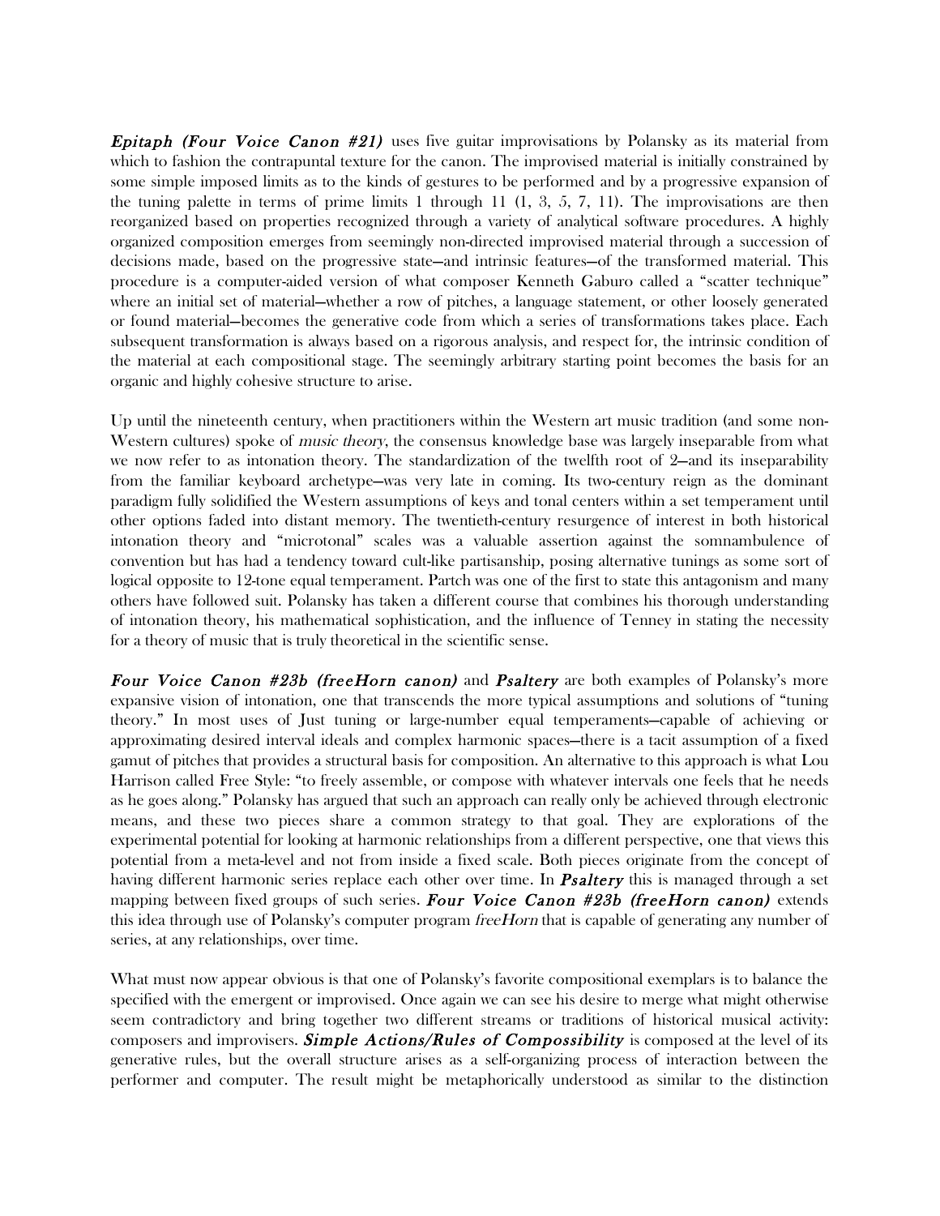***Epitaph (Four Voice Canon #21)*** uses five guitar improvisations by Polansky as its material from which to fashion the contrapuntal texture for the canon. The improvised material is initially constrained by some simple imposed limits as to the kinds of gestures to be performed and by a progressive expansion of the tuning palette in terms of prime limits 1 through 11 (1, 3, 5, 7, 11). The improvisations are then reorganized based on properties recognized through a variety of analytical software procedures. A highly organized composition emerges from seemingly non-directed improvised material through a succession of decisions made, based on the progressive state—and intrinsic features—of the transformed material. This procedure is a computer-aided version of what composer Kenneth Gaburo called a "scatter technique" where an initial set of material—whether a row of pitches, a language statement, or other loosely generated or found material—becomes the generative code from which a series of transformations takes place. Each subsequent transformation is always based on a rigorous analysis, and respect for, the intrinsic condition of the material at each compositional stage. The seemingly arbitrary starting point becomes the basis for an organic and highly cohesive structure to arise.

Up until the nineteenth century, when practitioners within the Western art music tradition (and some non-Western cultures) spoke of *music theory*, the consensus knowledge base was largely inseparable from what we now refer to as intonation theory. The standardization of the twelfth root of 2—and its inseparability from the familiar keyboard archetype—was very late in coming. Its two-century reign as the dominant paradigm fully solidified the Western assumptions of keys and tonal centers within a set temperament until other options faded into distant memory. The twentieth-century resurgence of interest in both historical intonation theory and "microtonal" scales was a valuable assertion against the somnambulence of convention but has had a tendency toward cult-like partisanship, posing alternative tunings as some sort of logical opposite to 12-tone equal temperament. Partch was one of the first to state this antagonism and many others have followed suit. Polansky has taken a different course that combines his thorough understanding of intonation theory, his mathematical sophistication, and the influence of Tenney in stating the necessity for a theory of music that is truly theoretical in the scientific sense.

***Four Voice Canon #23b (freeHorn canon)*** and ***Psaltery*** are both examples of Polansky's more expansive vision of intonation, one that transcends the more typical assumptions and solutions of "tuning theory." In most uses of Just tuning or large-number equal temperaments—capable of achieving or approximating desired interval ideals and complex harmonic spaces—there is a tacit assumption of a fixed gamut of pitches that provides a structural basis for composition. An alternative to this approach is what Lou Harrison called Free Style: "to freely assemble, or compose with whatever intervals one feels that he needs as he goes along." Polansky has argued that such an approach can really only be achieved through electronic means, and these two pieces share a common strategy to that goal. They are explorations of the experimental potential for looking at harmonic relationships from a different perspective, one that views this potential from a meta-level and not from inside a fixed scale. Both pieces originate from the concept of having different harmonic series replace each other over time. In ***Psaltery*** this is managed through a set mapping between fixed groups of such series. ***Four Voice Canon #23b (freeHorn canon)*** extends this idea through use of Polansky's computer program *freeHorn* that is capable of generating any number of series, at any relationships, over time.

What must now appear obvious is that one of Polansky's favorite compositional exemplars is to balance the specified with the emergent or improvised. Once again we can see his desire to merge what might otherwise seem contradictory and bring together two different streams or traditions of historical musical activity: composers and improvisers. ***Simple Actions/Rules of Compossibility*** is composed at the level of its generative rules, but the overall structure arises as a self-organizing process of interaction between the performer and computer. The result might be metaphorically understood as similar to the distinction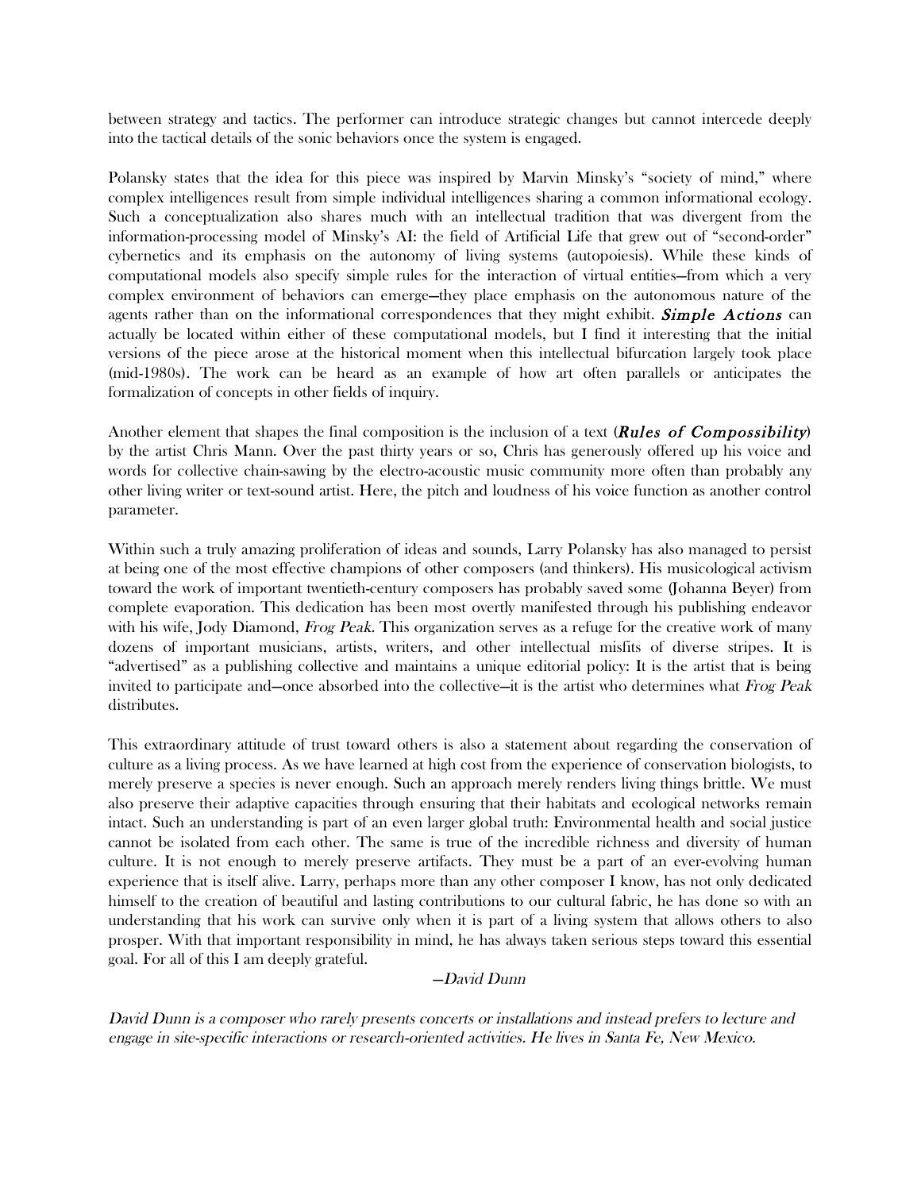between strategy and tactics. The performer can introduce strategic changes but cannot intercede deeply into the tactical details of the sonic behaviors once the system is engaged.

Polansky states that the idea for this piece was inspired by Marvin Minsky's "society of mind," where complex intelligences result from simple individual intelligences sharing a common informational ecology. Such a conceptualization also shares much with an intellectual tradition that was divergent from the information-processing model of Minsky's AI: the field of Artificial Life that grew out of "second-order" cybernetics and its emphasis on the autonomy of living systems (autopoiesis). While these kinds of computational models also specify simple rules for the interaction of virtual entities—from which a very complex environment of behaviors can emerge—they place emphasis on the autonomous nature of the agents rather than on the informational correspondences that they might exhibit. ***Simple Actions*** can actually be located within either of these computational models, but I find it interesting that the initial versions of the piece arose at the historical moment when this intellectual bifurcation largely took place (mid-1980s). The work can be heard as an example of how art often parallels or anticipates the formalization of concepts in other fields of inquiry.

Another element that shapes the final composition is the inclusion of a text (***Rules of Compossibility***) by the artist Chris Mann. Over the past thirty years or so, Chris has generously offered up his voice and words for collective chain-sawing by the electro-acoustic music community more often than probably any other living writer or text-sound artist. Here, the pitch and loudness of his voice function as another control parameter.

Within such a truly amazing proliferation of ideas and sounds, Larry Polansky has also managed to persist at being one of the most effective champions of other composers (and thinkers). His musicological activism toward the work of important twentieth-century composers has probably saved some (Johanna Beyer) from complete evaporation. This dedication has been most overtly manifested through his publishing endeavor with his wife, Jody Diamond, *Frog Peak*. This organization serves as a refuge for the creative work of many dozens of important musicians, artists, writers, and other intellectual misfits of diverse stripes. It is "advertised" as a publishing collective and maintains a unique editorial policy: It is the artist that is being invited to participate and—once absorbed into the collective—it is the artist who determines what *Frog Peak* distributes.

This extraordinary attitude of trust toward others is also a statement about regarding the conservation of culture as a living process. As we have learned at high cost from the experience of conservation biologists, to merely preserve a species is never enough. Such an approach merely renders living things brittle. We must also preserve their adaptive capacities through ensuring that their habitats and ecological networks remain intact. Such an understanding is part of an even larger global truth: Environmental health and social justice cannot be isolated from each other. The same is true of the incredible richness and diversity of human culture. It is not enough to merely preserve artifacts. They must be a part of an ever-evolving human experience that is itself alive. Larry, perhaps more than any other composer I know, has not only dedicated himself to the creation of beautiful and lasting contributions to our cultural fabric, he has done so with an understanding that his work can survive only when it is part of a living system that allows others to also prosper. With that important responsibility in mind, he has always taken serious steps toward this essential goal. For all of this I am deeply grateful.

—*David Dunn*

*David Dunn is a composer who rarely presents concerts or installations and instead prefers to lecture and engage in site-specific interactions or research-oriented activities. He lives in Santa Fe, New Mexico.*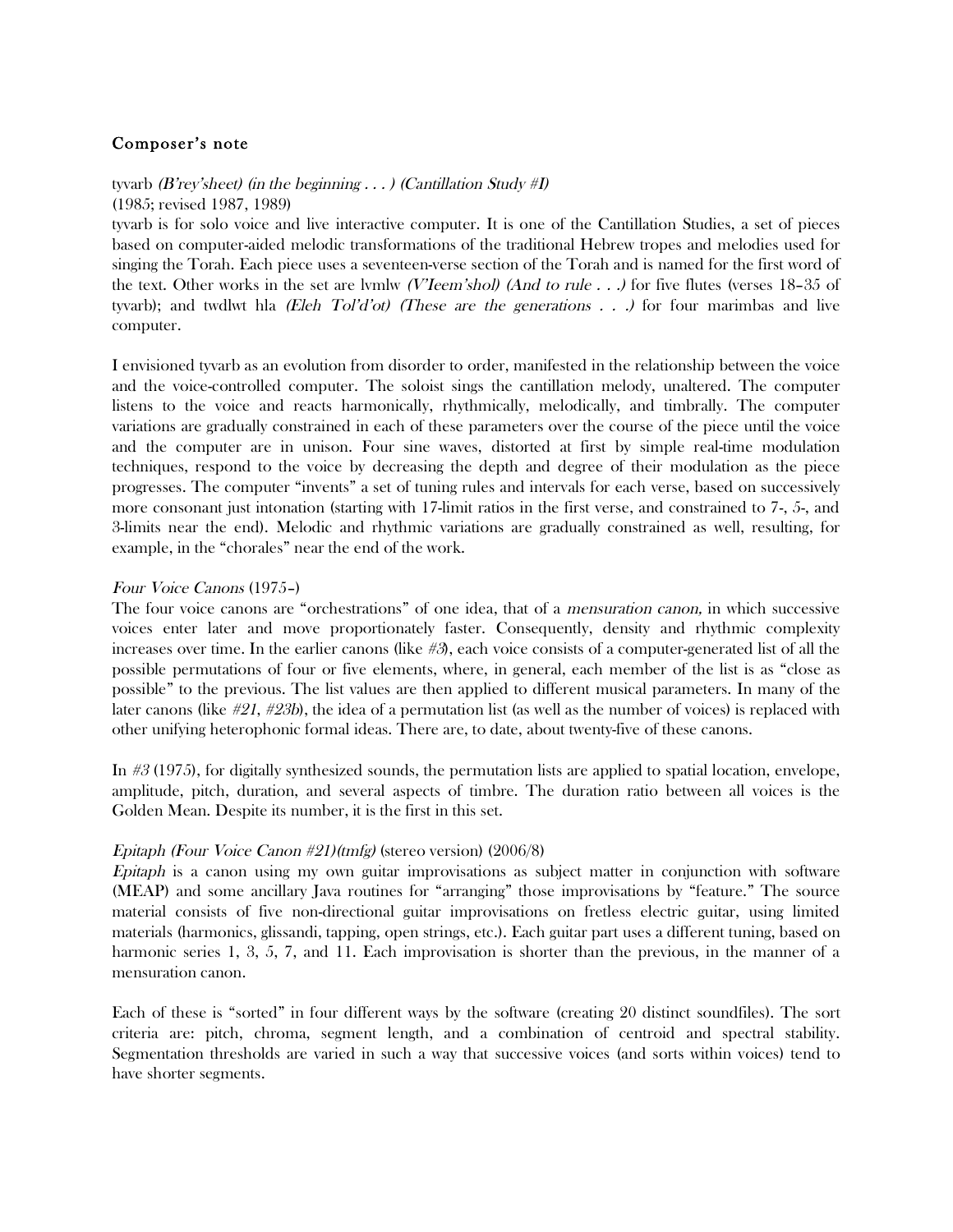## Composer's note

tyvarb *(B'rey'sheet) (in the beginning . . . ) (Cantillation Study #I)*
(1985; revised 1987, 1989)
tyvarb is for solo voice and live interactive computer. It is one of the Cantillation Studies, a set of pieces based on computer-aided melodic transformations of the traditional Hebrew tropes and melodies used for singing the Torah. Each piece uses a seventeen-verse section of the Torah and is named for the first word of the text. Other works in the set are lvmlw *(V'Ieem'shol) (And to rule . . .)* for five flutes (verses 18–35 of tyvarb); and twdlwt hla *(Eleh Tol'd'ot) (These are the generations . . .)* for four marimbas and live computer.

I envisioned tyvarb as an evolution from disorder to order, manifested in the relationship between the voice and the voice-controlled computer. The soloist sings the cantillation melody, unaltered. The computer listens to the voice and reacts harmonically, rhythmically, melodically, and timbrally. The computer variations are gradually constrained in each of these parameters over the course of the piece until the voice and the computer are in unison. Four sine waves, distorted at first by simple real-time modulation techniques, respond to the voice by decreasing the depth and degree of their modulation as the piece progresses. The computer "invents" a set of tuning rules and intervals for each verse, based on successively more consonant just intonation (starting with 17-limit ratios in the first verse, and constrained to 7-, 5-, and 3-limits near the end). Melodic and rhythmic variations are gradually constrained as well, resulting, for example, in the "chorales" near the end of the work.

*Four Voice Canons* (1975–)
The four voice canons are "orchestrations" of one idea, that of a *mensuration canon,* in which successive voices enter later and move proportionately faster. Consequently, density and rhythmic complexity increases over time. In the earlier canons (like *#3*), each voice consists of a computer-generated list of all the possible permutations of four or five elements, where, in general, each member of the list is as "close as possible" to the previous. The list values are then applied to different musical parameters. In many of the later canons (like *#21*, *#23b*), the idea of a permutation list (as well as the number of voices) is replaced with other unifying heterophonic formal ideas. There are, to date, about twenty-five of these canons.

In *#3* (1975), for digitally synthesized sounds, the permutation lists are applied to spatial location, envelope, amplitude, pitch, duration, and several aspects of timbre. The duration ratio between all voices is the Golden Mean. Despite its number, it is the first in this set.

*Epitaph (Four Voice Canon #21)(tmfg)* (stereo version) (2006/8)
*Epitaph* is a canon using my own guitar improvisations as subject matter in conjunction with software (MEAP) and some ancillary Java routines for "arranging" those improvisations by "feature." The source material consists of five non-directional guitar improvisations on fretless electric guitar, using limited materials (harmonics, glissandi, tapping, open strings, etc.). Each guitar part uses a different tuning, based on harmonic series 1, 3, 5, 7, and 11. Each improvisation is shorter than the previous, in the manner of a mensuration canon.

Each of these is "sorted" in four different ways by the software (creating 20 distinct soundfiles). The sort criteria are: pitch, chroma, segment length, and a combination of centroid and spectral stability. Segmentation thresholds are varied in such a way that successive voices (and sorts within voices) tend to have shorter segments.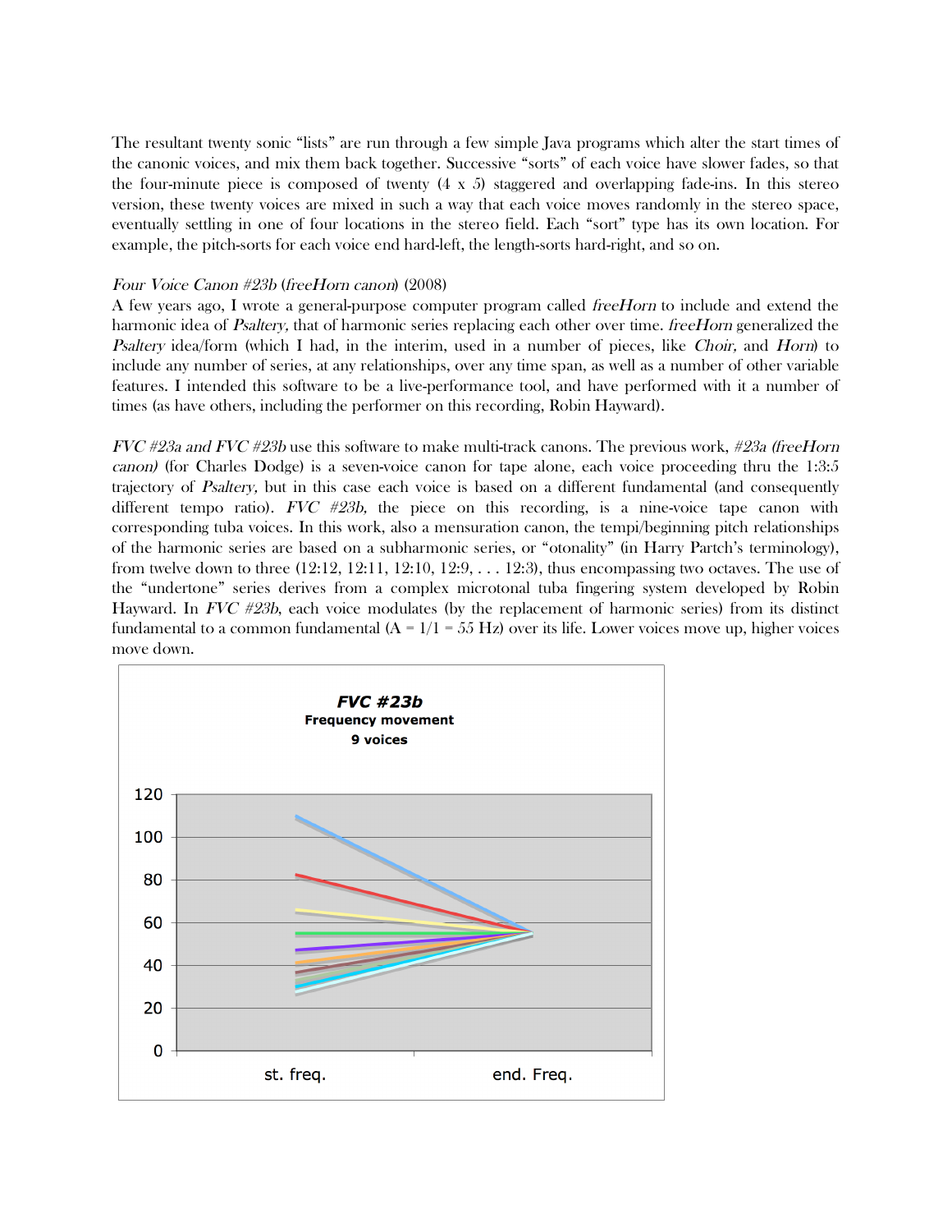The resultant twenty sonic "lists" are run through a few simple Java programs which alter the start times of the canonic voices, and mix them back together. Successive "sorts" of each voice have slower fades, so that the four-minute piece is composed of twenty (4 x 5) staggered and overlapping fade-ins. In this stereo version, these twenty voices are mixed in such a way that each voice moves randomly in the stereo space, eventually settling in one of four locations in the stereo field. Each "sort" type has its own location. For example, the pitch-sorts for each voice end hard-left, the length-sorts hard-right, and so on.

*Four Voice Canon #23b* (*freeHorn canon*) (2008)

A few years ago, I wrote a general-purpose computer program called *freeHorn* to include and extend the harmonic idea of *Psaltery,* that of harmonic series replacing each other over time. *freeHorn* generalized the *Psaltery* idea/form (which I had, in the interim, used in a number of pieces, like *Choir,* and *Horn*) to include any number of series, at any relationships, over any time span, as well as a number of other variable features. I intended this software to be a live-performance tool, and have performed with it a number of times (as have others, including the performer on this recording, Robin Hayward).

*FVC #23a and FVC #23b* use this software to make multi-track canons. The previous work, *#23a (freeHorn canon)* (for Charles Dodge) is a seven-voice canon for tape alone, each voice proceeding thru the 1:3:5 trajectory of *Psaltery,* but in this case each voice is based on a different fundamental (and consequently different tempo ratio). *FVC #23b,* the piece on this recording, is a nine-voice tape canon with corresponding tuba voices. In this work, also a mensuration canon, the tempi/beginning pitch relationships of the harmonic series are based on a subharmonic series, or "otonality" (in Harry Partch's terminology), from twelve down to three (12:12, 12:11, 12:10, 12:9, . . . 12:3), thus encompassing two octaves. The use of the "undertone" series derives from a complex microtonal tuba fingering system developed by Robin Hayward. In *FVC #23b*, each voice modulates (by the replacement of harmonic series) from its distinct fundamental to a common fundamental (A = 1/1 = 55 Hz) over its life. Lower voices move up, higher voices move down.

**FVC #23b**
**Frequency movement**
**9 voices**

(Chart: y-axis 0–120; x-axis "st. freq." to "end. Freq.")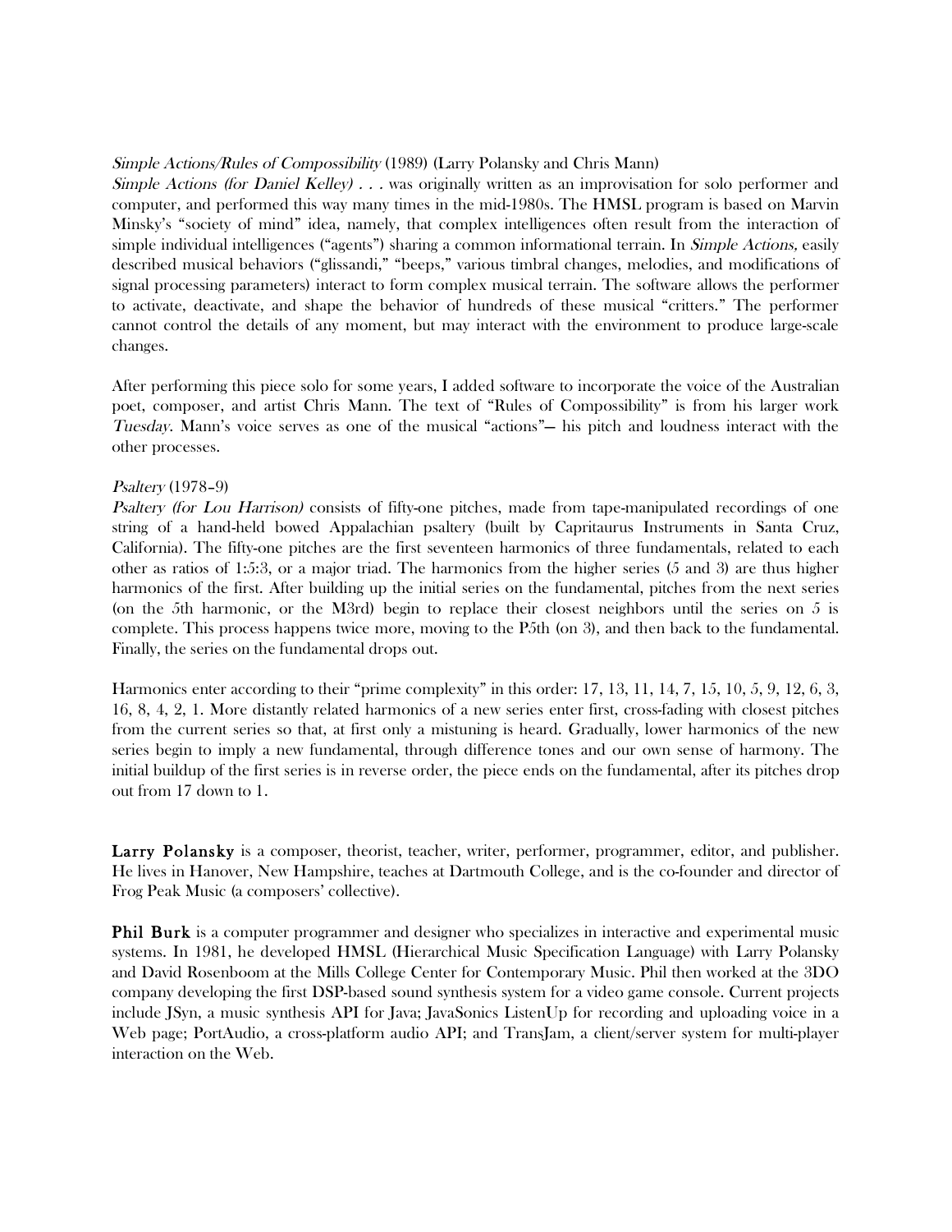*Simple Actions/Rules of Compossibility* (1989) (Larry Polansky and Chris Mann)
*Simple Actions (for Daniel Kelley) . . .* was originally written as an improvisation for solo performer and computer, and performed this way many times in the mid-1980s. The HMSL program is based on Marvin Minsky's "society of mind" idea, namely, that complex intelligences often result from the interaction of simple individual intelligences ("agents") sharing a common informational terrain. In *Simple Actions,* easily described musical behaviors ("glissandi," "beeps," various timbral changes, melodies, and modifications of signal processing parameters) interact to form complex musical terrain. The software allows the performer to activate, deactivate, and shape the behavior of hundreds of these musical "critters." The performer cannot control the details of any moment, but may interact with the environment to produce large-scale changes.

After performing this piece solo for some years, I added software to incorporate the voice of the Australian poet, composer, and artist Chris Mann. The text of "Rules of Compossibility" is from his larger work *Tuesday*. Mann's voice serves as one of the musical "actions"— his pitch and loudness interact with the other processes.

*Psaltery* (1978–9)
*Psaltery (for Lou Harrison)* consists of fifty-one pitches, made from tape-manipulated recordings of one string of a hand-held bowed Appalachian psaltery (built by Capritaurus Instruments in Santa Cruz, California). The fifty-one pitches are the first seventeen harmonics of three fundamentals, related to each other as ratios of 1:5:3, or a major triad. The harmonics from the higher series (5 and 3) are thus higher harmonics of the first. After building up the initial series on the fundamental, pitches from the next series (on the 5th harmonic, or the M3rd) begin to replace their closest neighbors until the series on 5 is complete. This process happens twice more, moving to the P5th (on 3), and then back to the fundamental. Finally, the series on the fundamental drops out.

Harmonics enter according to their "prime complexity" in this order: 17, 13, 11, 14, 7, 15, 10, 5, 9, 12, 6, 3, 16, 8, 4, 2, 1. More distantly related harmonics of a new series enter first, cross-fading with closest pitches from the current series so that, at first only a mistuning is heard. Gradually, lower harmonics of the new series begin to imply a new fundamental, through difference tones and our own sense of harmony. The initial buildup of the first series is in reverse order, the piece ends on the fundamental, after its pitches drop out from 17 down to 1.

**Larry Polansky** is a composer, theorist, teacher, writer, performer, programmer, editor, and publisher. He lives in Hanover, New Hampshire, teaches at Dartmouth College, and is the co-founder and director of Frog Peak Music (a composers' collective).

**Phil Burk** is a computer programmer and designer who specializes in interactive and experimental music systems. In 1981, he developed HMSL (Hierarchical Music Specification Language) with Larry Polansky and David Rosenboom at the Mills College Center for Contemporary Music. Phil then worked at the 3DO company developing the first DSP-based sound synthesis system for a video game console. Current projects include JSyn, a music synthesis API for Java; JavaSonics ListenUp for recording and uploading voice in a Web page; PortAudio, a cross-platform audio API; and TransJam, a client/server system for multi-player interaction on the Web.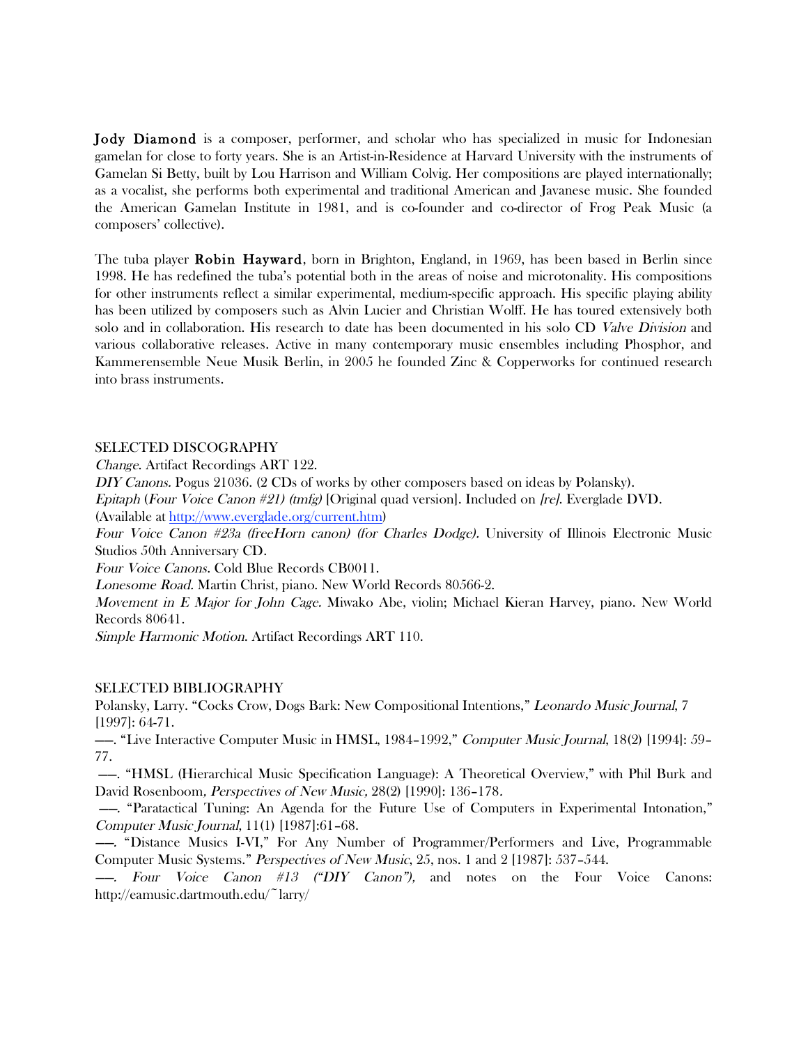**Jody Diamond** is a composer, performer, and scholar who has specialized in music for Indonesian gamelan for close to forty years. She is an Artist-in-Residence at Harvard University with the instruments of Gamelan Si Betty, built by Lou Harrison and William Colvig. Her compositions are played internationally; as a vocalist, she performs both experimental and traditional American and Javanese music. She founded the American Gamelan Institute in 1981, and is co-founder and co-director of Frog Peak Music (a composers' collective).

The tuba player **Robin Hayward**, born in Brighton, England, in 1969, has been based in Berlin since 1998. He has redefined the tuba's potential both in the areas of noise and microtonality. His compositions for other instruments reflect a similar experimental, medium-specific approach. His specific playing ability has been utilized by composers such as Alvin Lucier and Christian Wolff. He has toured extensively both solo and in collaboration. His research to date has been documented in his solo CD *Valve Division* and various collaborative releases. Active in many contemporary music ensembles including Phosphor, and Kammerensemble Neue Musik Berlin, in 2005 he founded Zinc & Copperworks for continued research into brass instruments.

SELECTED DISCOGRAPHY

*Change*. Artifact Recordings ART 122.
*DIY Canons*. Pogus 21036. (2 CDs of works by other composers based on ideas by Polansky).
*Epitaph* (*Four Voice Canon #21) (tmfg)* [Original quad version]. Included on *[re]*. Everglade DVD. (Available at http://www.everglade.org/current.htm)
*Four Voice Canon #23a (freeHorn canon) (for Charles Dodge)*. University of Illinois Electronic Music Studios 50th Anniversary CD.
*Four Voice Canons*. Cold Blue Records CB0011.
*Lonesome Road*. Martin Christ, piano. New World Records 80566-2.
*Movement in E Major for John Cage*. Miwako Abe, violin; Michael Kieran Harvey, piano. New World Records 80641.
*Simple Harmonic Motion*. Artifact Recordings ART 110.

SELECTED BIBLIOGRAPHY

Polansky, Larry. "Cocks Crow, Dogs Bark: New Compositional Intentions," *Leonardo Music Journal*, 7 [1997]: 64-71.
——. "Live Interactive Computer Music in HMSL, 1984–1992," *Computer Music Journal*, 18(2) [1994]: 59–77.
——. "HMSL (Hierarchical Music Specification Language): A Theoretical Overview," with Phil Burk and David Rosenboom, *Perspectives of New Music,* 28(2) [1990]: 136–178.
——. "Paratactical Tuning: An Agenda for the Future Use of Computers in Experimental Intonation," *Computer Music Journal*, 11(1) [1987]:61–68.
——. "Distance Musics I-VI," For Any Number of Programmer/Performers and Live, Programmable Computer Music Systems." *Perspectives of New Music*, 25, nos. 1 and 2 [1987]: 537–544.
——. *Four Voice Canon #13 ("DIY Canon")*, and notes on the Four Voice Canons: http://eamusic.dartmouth.edu/~larry/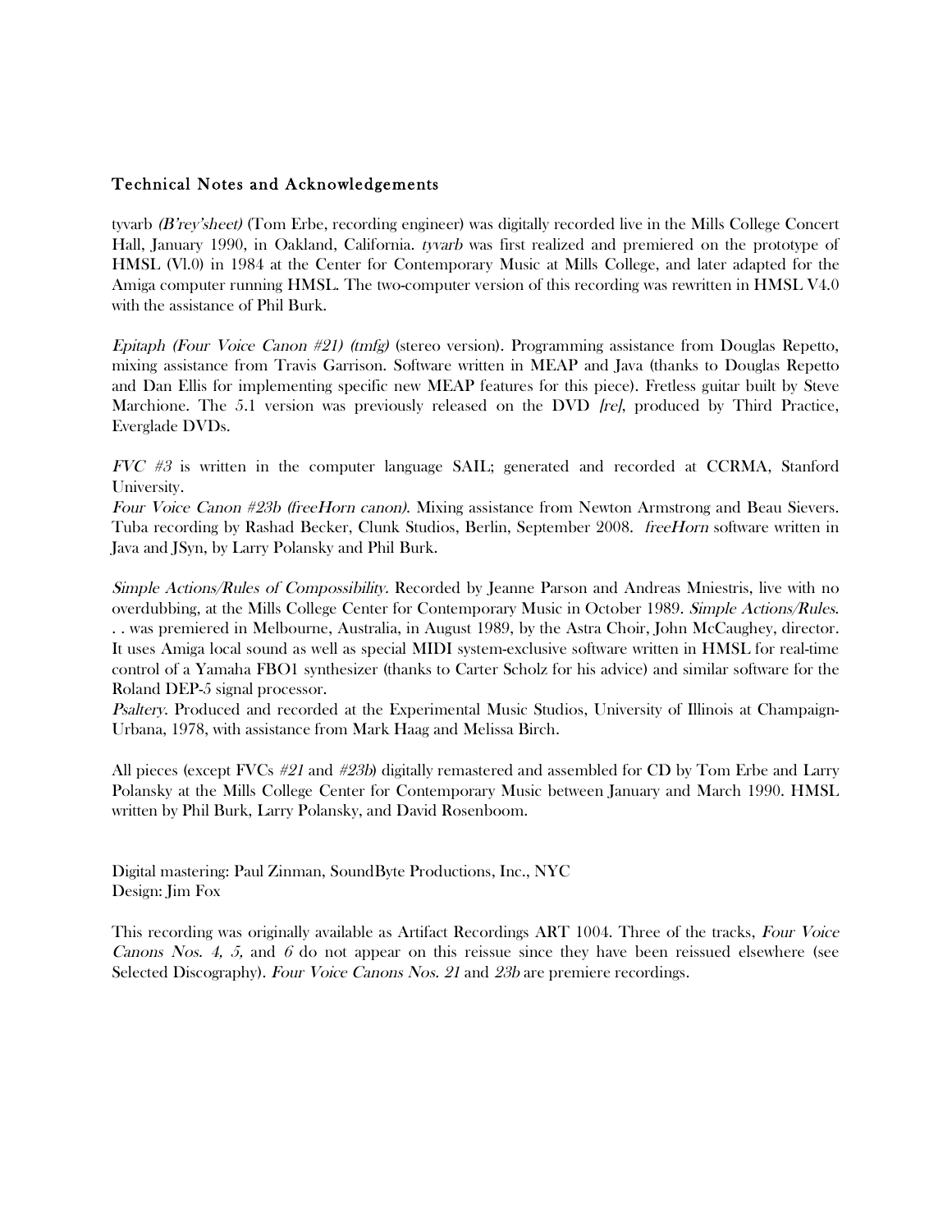## Technical Notes and Acknowledgements

tyvarb *(B'rey'sheet)* (Tom Erbe, recording engineer) was digitally recorded live in the Mills College Concert Hall, January 1990, in Oakland, California. *tyvarb* was first realized and premiered on the prototype of HMSL (Vl.0) in 1984 at the Center for Contemporary Music at Mills College, and later adapted for the Amiga computer running HMSL. The two-computer version of this recording was rewritten in HMSL V4.0 with the assistance of Phil Burk.

*Epitaph (Four Voice Canon #21) (tmfg)* (stereo version). Programming assistance from Douglas Repetto, mixing assistance from Travis Garrison. Software written in MEAP and Java (thanks to Douglas Repetto and Dan Ellis for implementing specific new MEAP features for this piece). Fretless guitar built by Steve Marchione. The 5.1 version was previously released on the DVD *[re]*, produced by Third Practice, Everglade DVDs.

*FVC #3* is written in the computer language SAIL; generated and recorded at CCRMA, Stanford University.

*Four Voice Canon #23b (freeHorn canon)*. Mixing assistance from Newton Armstrong and Beau Sievers. Tuba recording by Rashad Becker, Clunk Studios, Berlin, September 2008. *freeHorn* software written in Java and JSyn, by Larry Polansky and Phil Burk.

*Simple Actions/Rules of Compossibility*. Recorded by Jeanne Parson and Andreas Mniestris, live with no overdubbing, at the Mills College Center for Contemporary Music in October 1989. *Simple Actions/Rules*. . . was premiered in Melbourne, Australia, in August 1989, by the Astra Choir, John McCaughey, director. It uses Amiga local sound as well as special MIDI system-exclusive software written in HMSL for real-time control of a Yamaha FBO1 synthesizer (thanks to Carter Scholz for his advice) and similar software for the Roland DEP-5 signal processor.

*Psaltery*. Produced and recorded at the Experimental Music Studios, University of Illinois at Champaign-Urbana, 1978, with assistance from Mark Haag and Melissa Birch.

All pieces (except FVCs *#21* and *#23b*) digitally remastered and assembled for CD by Tom Erbe and Larry Polansky at the Mills College Center for Contemporary Music between January and March 1990. HMSL written by Phil Burk, Larry Polansky, and David Rosenboom.

Digital mastering: Paul Zinman, SoundByte Productions, Inc., NYC
Design: Jim Fox

This recording was originally available as Artifact Recordings ART 1004. Three of the tracks, *Four Voice Canons Nos. 4, 5,* and *6* do not appear on this reissue since they have been reissued elsewhere (see Selected Discography). *Four Voice Canons Nos. 21* and *23b* are premiere recordings.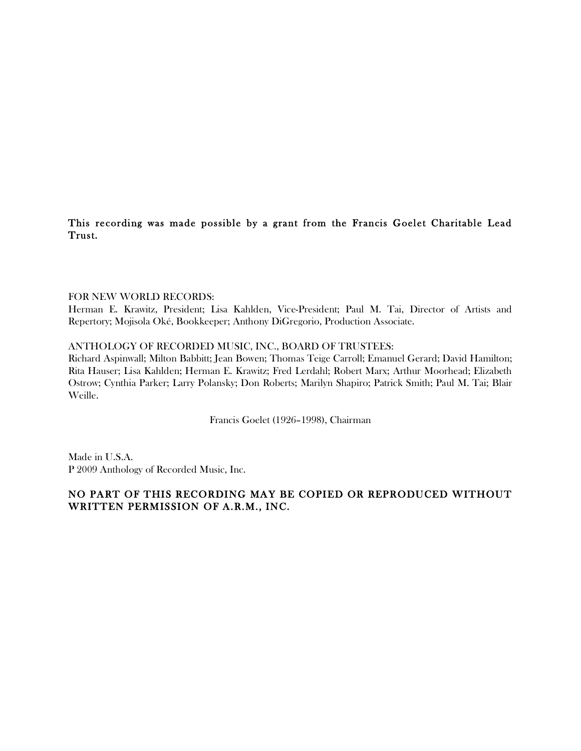**This recording was made possible by a grant from the Francis Goelet Charitable Lead Trust.**

FOR NEW WORLD RECORDS:
Herman E. Krawitz, President; Lisa Kahlden, Vice-President; Paul M. Tai, Director of Artists and Repertory; Mojisola Oké, Bookkeeper; Anthony DiGregorio, Production Associate.

ANTHOLOGY OF RECORDED MUSIC, INC., BOARD OF TRUSTEES:
Richard Aspinwall; Milton Babbitt; Jean Bowen; Thomas Teige Carroll; Emanuel Gerard; David Hamilton; Rita Hauser; Lisa Kahlden; Herman E. Krawitz; Fred Lerdahl; Robert Marx; Arthur Moorhead; Elizabeth Ostrow; Cynthia Parker; Larry Polansky; Don Roberts; Marilyn Shapiro; Patrick Smith; Paul M. Tai; Blair Weille.

Francis Goelet (1926–1998), Chairman

Made in U.S.A.
P 2009 Anthology of Recorded Music, Inc.

**NO PART OF THIS RECORDING MAY BE COPIED OR REPRODUCED WITHOUT WRITTEN PERMISSION OF A.R.M., INC.**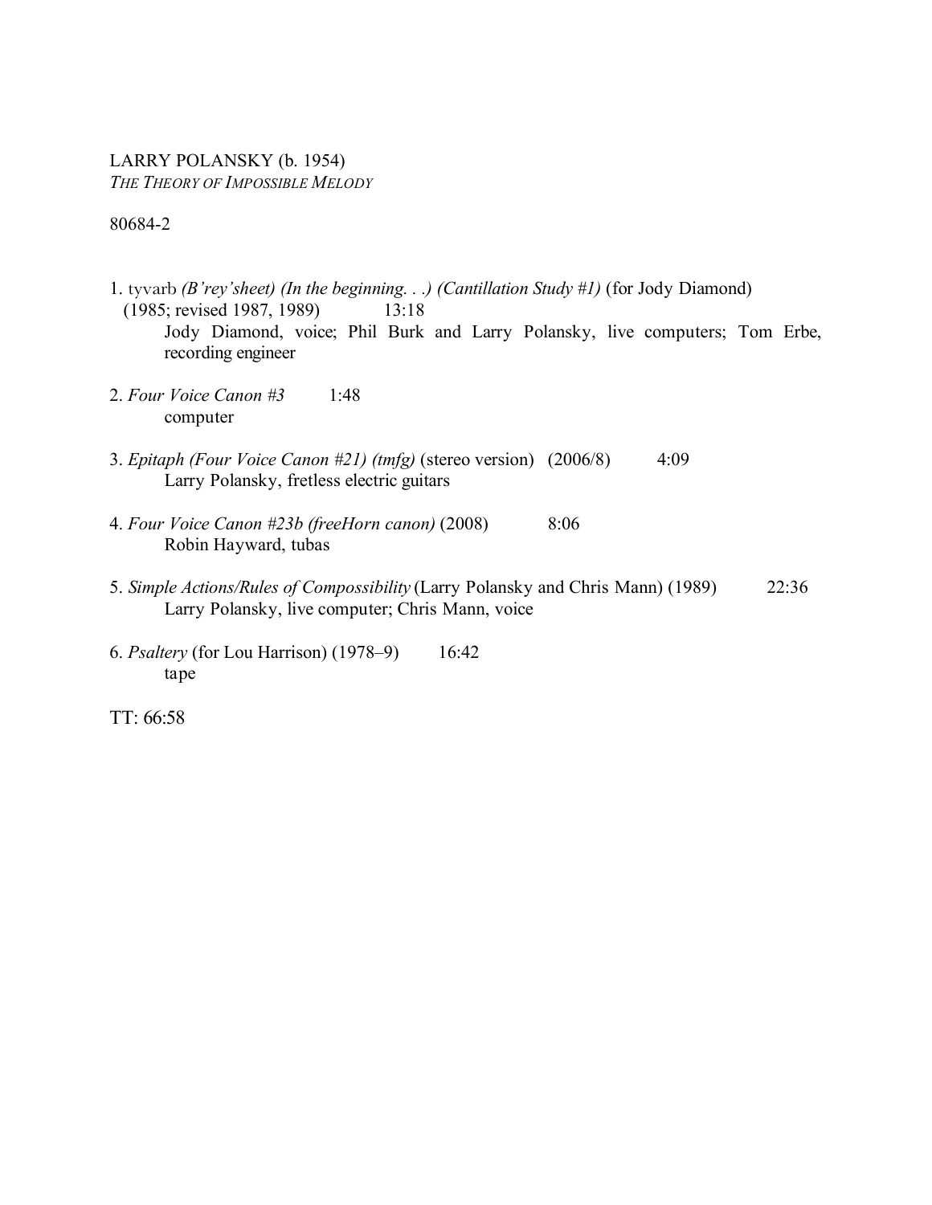LARRY POLANSKY (b. 1954)
*THE THEORY OF IMPOSSIBLE MELODY*

80684-2

1. tyvarb *(B'rey'sheet) (In the beginning. . .) (Cantillation Study #1)* (for Jody Diamond) (1985; revised 1987, 1989) 13:18
   Jody Diamond, voice; Phil Burk and Larry Polansky, live computers; Tom Erbe, recording engineer

2. *Four Voice Canon #3* 1:48
   computer

3. *Epitaph (Four Voice Canon #21) (tmfg)* (stereo version) (2006/8) 4:09
   Larry Polansky, fretless electric guitars

4. *Four Voice Canon #23b (freeHorn canon)* (2008) 8:06
   Robin Hayward, tubas

5. *Simple Actions/Rules of Compossibility* (Larry Polansky and Chris Mann) (1989) 22:36
   Larry Polansky, live computer; Chris Mann, voice

6. *Psaltery* (for Lou Harrison) (1978–9) 16:42
   tape

TT: 66:58